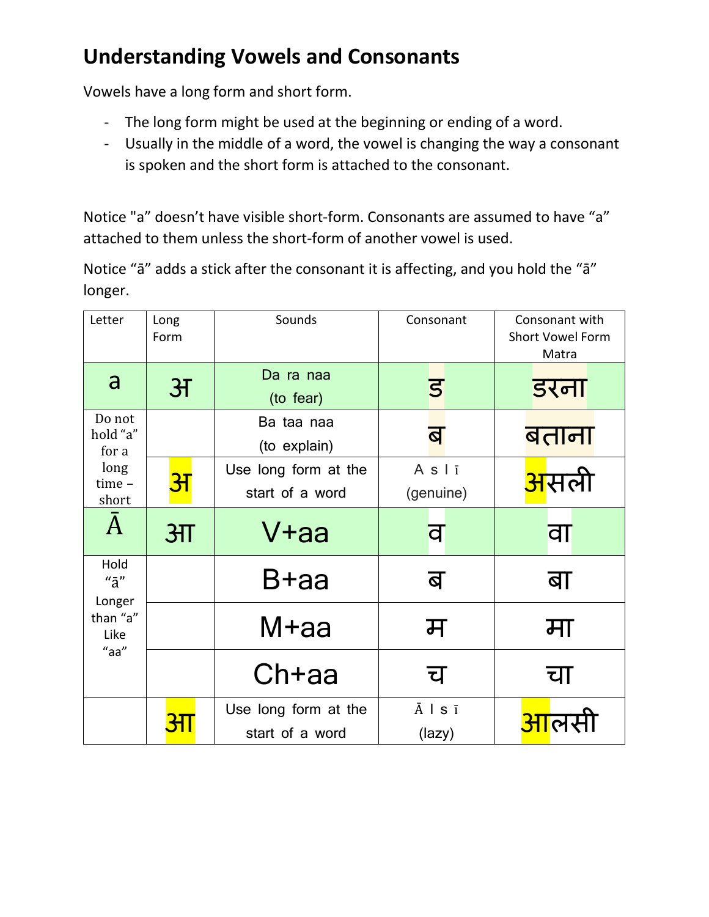# Understanding Vowels and Consonants

Vowels have a long form and short form.

- The long form might be used at the beginning or ending of a word.
- Usually in the middle of a word, the vowel is changing the way a consonant is spoken and the short form is attached to the consonant.

Notice "a" doesn't have visible short-form. Consonants are assumed to have "a" attached to them unless the short-form of another vowel is used.

Notice "ā" adds a stick after the consonant it is affecting, and you hold the "ā" longer.

| Letter | Long Form | Sounds | Consonant | Consonant with Short Vowel Form Matra |
|---|---|---|---|---|
| a | अ | Da ra naa (to fear) | ड | डरना |
| Do not hold "a" for a long time – short | | Ba taa naa (to explain) | ब | बताना |
| | अ | Use long form at the start of a word | A s l ī (genuine) | असली |
| Ā | आ | V+aa | व | वा |
| Hold "ā" Longer than "a" Like "aa" | | B+aa | ब | बा |
| | | M+aa | म | मा |
| | | Ch+aa | च | चा |
| | आ | Use long form at the start of a word | Ā l s ī (lazy) | आलसी |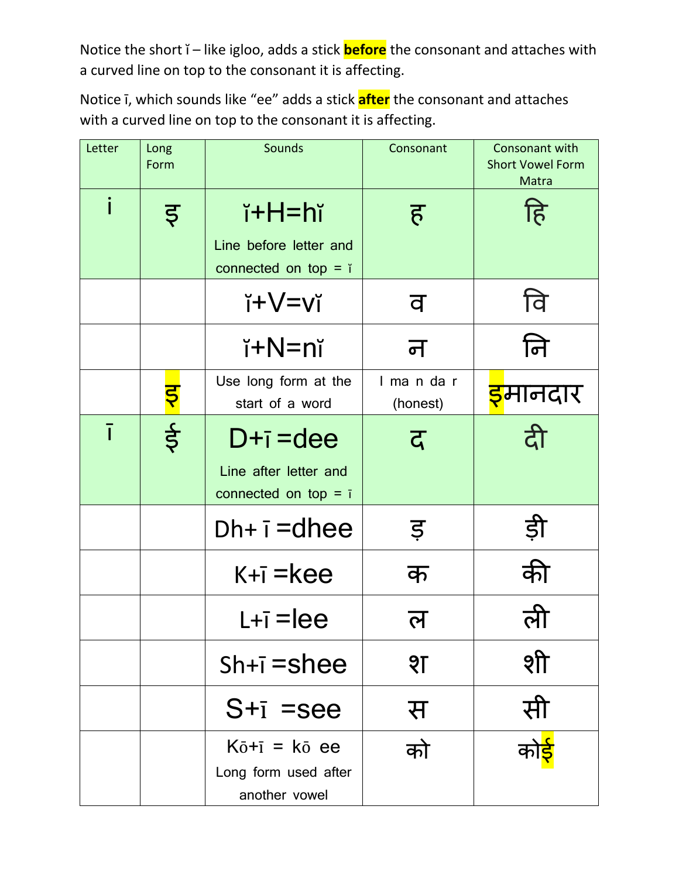Notice the short ĭ – like igloo, adds a stick **before** the consonant and attaches with a curved line on top to the consonant it is affecting.

Notice ī, which sounds like "ee" adds a stick **after** the consonant and attaches with a curved line on top to the consonant it is affecting.

| Letter | Long Form | Sounds | Consonant | Consonant with Short Vowel Form Matra |
|---|---|---|---|---|
| i | इ | ĭ+H=hĭ<br>Line before letter and connected on top = ĭ | ह | हि |
| | | ĭ+V=vĭ | व | वि |
| | | ĭ+N=nĭ | न | नि |
| | इ | Use long form at the start of a word | I ma n da r (honest) | इमानदार |
| ī | ई | D+ī =dee<br>Line after letter and connected on top = ī | द | दी |
| | | Dh+ ī =dhee | ड़ | ड़ी |
| | | K+ī =kee | क | की |
| | | L+ī =lee | ल | ली |
| | | Sh+ī =shee | श | शी |
| | | S+ī =see | स | सी |
| | | Kō+ī = kō ee<br>Long form used after another vowel | को | कोई |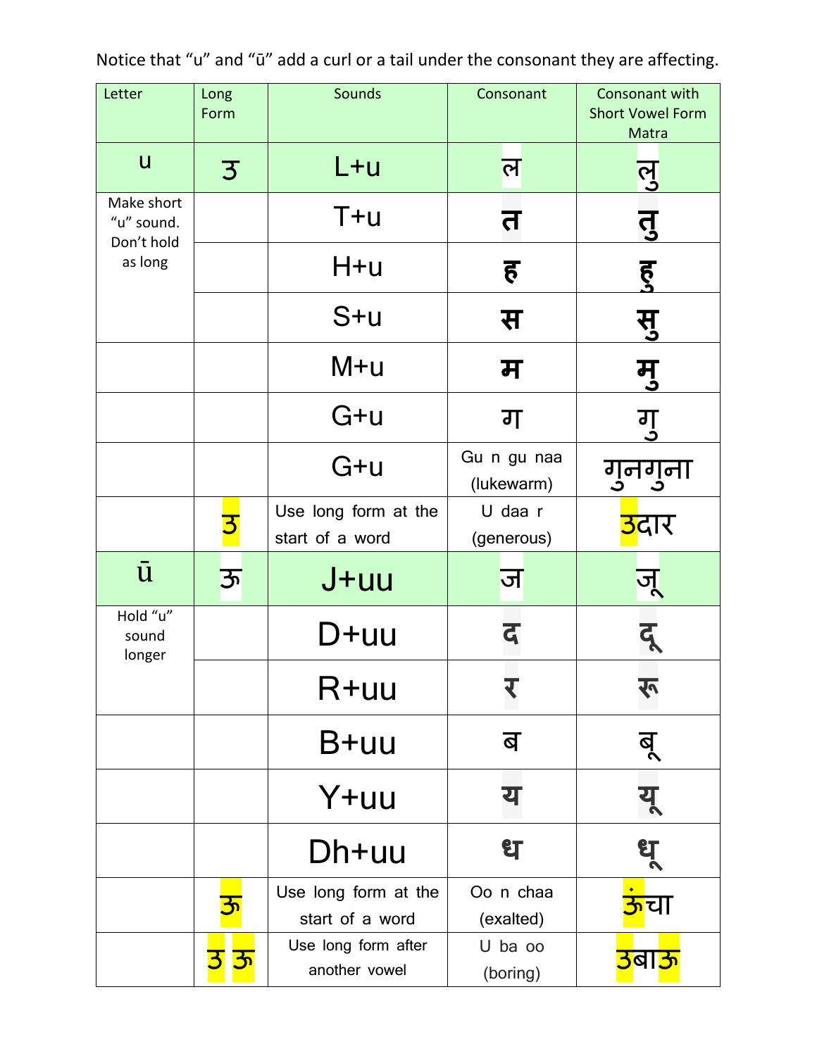Notice that “u” and “ū” add a curl or a tail under the consonant they are affecting.

| Letter | Long Form | Sounds | Consonant | Consonant with Short Vowel Form Matra |
|---|---|---|---|---|
| u | उ | L+u | ल | लु |
| Make short “u” sound. Don’t hold as long | | T+u | त | तु |
| | | H+u | ह | हु |
| | | S+u | स | सु |
| | | M+u | म | मु |
| | | G+u | ग | गु |
| | | G+u | Gu n gu naa (lukewarm) | गुनगुना |
| | उ | Use long form at the start of a word | U daa r (generous) | उदार |
| ū | ऊ | J+uu | ज | जू |
| Hold “u” sound longer | | D+uu | द | दू |
| | | R+uu | र | रू |
| | | B+uu | ब | बू |
| | | Y+uu | य | यू |
| | | Dh+uu | ध | धू |
| | ऊ | Use long form at the start of a word | Oo n chaa (exalted) | ऊंचा |
| | उ ऊ | Use long form after another vowel | U ba oo (boring) | उबाऊ |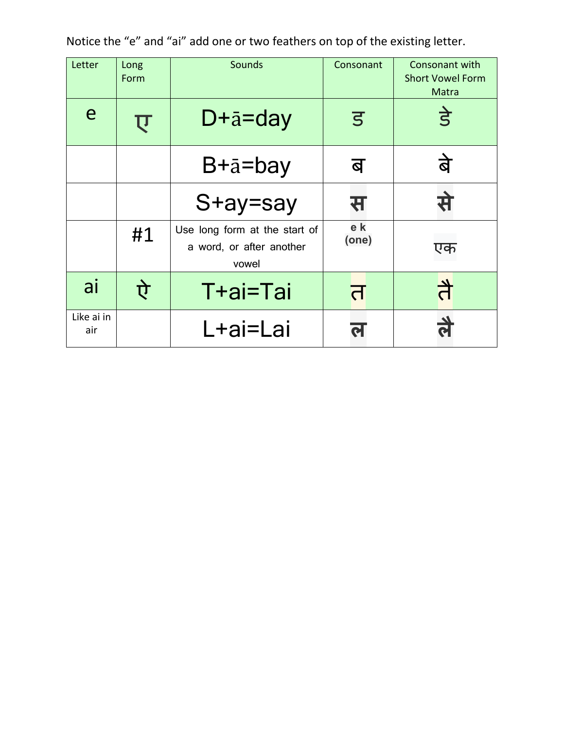Notice the “e” and “ai” add one or two feathers on top of the existing letter.

| Letter | Long Form | Sounds | Consonant | Consonant with Short Vowel Form Matra |
|---|---|---|---|---|
| e | ए | D+ā=day | ड | डे |
| | | B+ā=bay | ब | बे |
| | | S+ay=say | स | से |
| | #1 | Use long form at the start of a word, or after another vowel | e k (one) | एक |
| ai | ऐ | T+ai=Tai | त | तै |
| Like ai in air | | L+ai=Lai | ल | लै |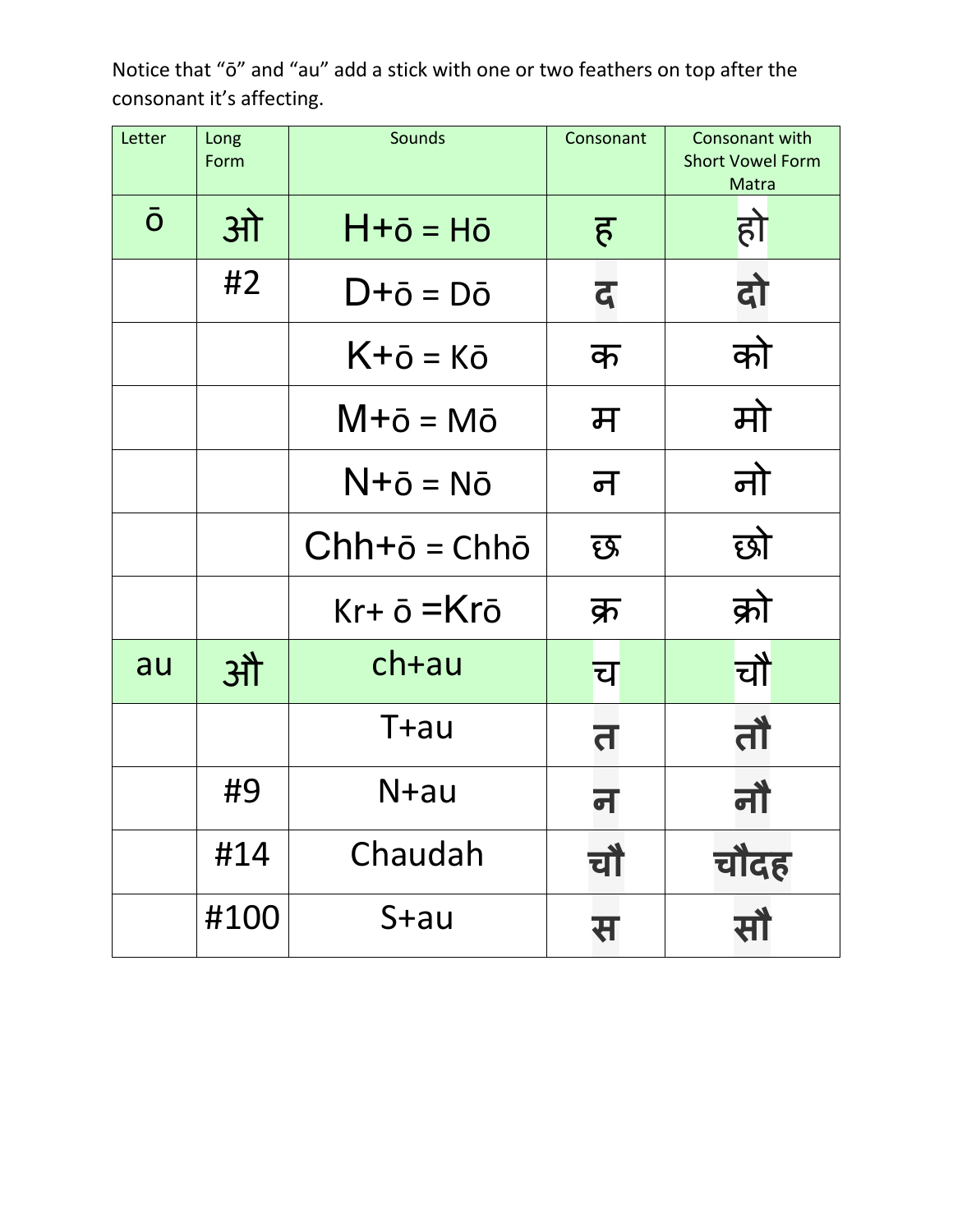Notice that “ō” and “au” add a stick with one or two feathers on top after the consonant it’s affecting.

| Letter | Long Form | Sounds | Consonant | Consonant with Short Vowel Form Matra |
|---|---|---|---|---|
| ō | ओ | H+ō = Hō | ह | हो |
| | #2 | D+ō = Dō | द | दो |
| | | K+ō = Kō | क | को |
| | | M+ō = Mō | म | मो |
| | | N+ō = Nō | न | नो |
| | | Chh+ō = Chhō | छ | छो |
| | | Kr+ ō =Krō | क्र | क्रो |
| au | औ | ch+au | च | चौ |
| | | T+au | त | तौ |
| | #9 | N+au | न | नौ |
| | #14 | Chaudah | चौ | चौदह |
| | #100 | S+au | स | सौ |